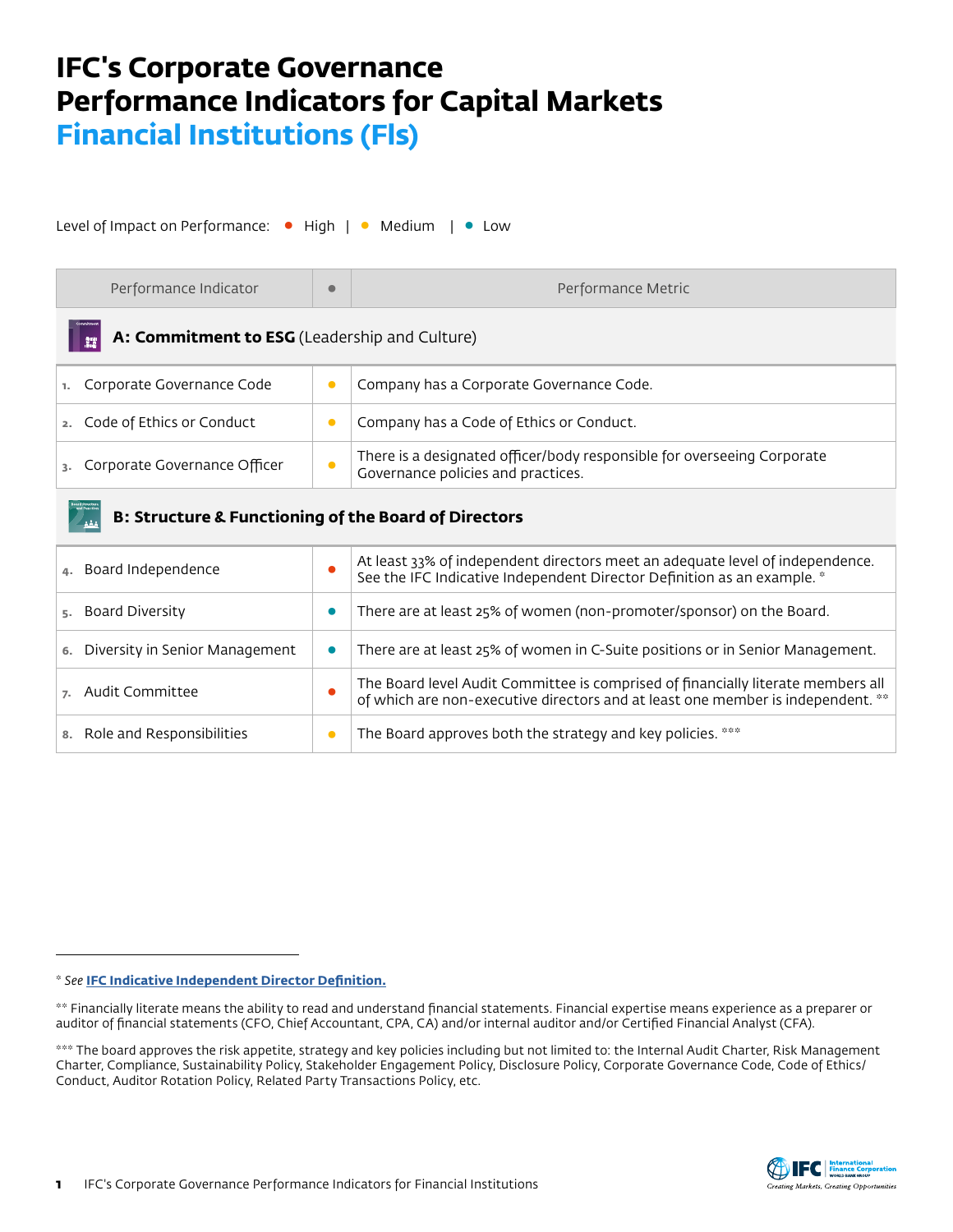# IFC's Corporate Governance Performance Indicators for Capital Markets

## Financial Institutions (FIs)

Level of Impact on Performance: ● High | ● Medium | ● Low

| Performance Indicator | ● | Performance Metric |
|---|---|---|
| **A: Commitment to ESG** (Leadership and Culture) | | |
| 1. Corporate Governance Code | Medium | Company has a Corporate Governance Code. |
| 2. Code of Ethics or Conduct | Medium | Company has a Code of Ethics or Conduct. |
| 3. Corporate Governance Officer | Medium | There is a designated officer/body responsible for overseeing Corporate Governance policies and practices. |
| **B: Structure & Functioning of the Board of Directors** | | |
| 4. Board Independence | High | At least 33% of independent directors meet an adequate level of independence. See the IFC Indicative Independent Director Definition as an example. * |
| 5. Board Diversity | Low | There are at least 25% of women (non-promoter/sponsor) on the Board. |
| 6. Diversity in Senior Management | Low | There are at least 25% of women in C-Suite positions or in Senior Management. |
| 7. Audit Committee | High | The Board level Audit Committee is comprised of financially literate members all of which are non-executive directors and at least one member is independent. ** |
| 8. Role and Responsibilities | Medium | The Board approves both the strategy and key policies. *** |

* *See* **IFC Indicative Independent Director Definition.**

** Financially literate means the ability to read and understand financial statements. Financial expertise means experience as a preparer or auditor of financial statements (CFO, Chief Accountant, CPA, CA) and/or internal auditor and/or Certified Financial Analyst (CFA).

*** The board approves the risk appetite, strategy and key policies including but not limited to: the Internal Audit Charter, Risk Management Charter, Compliance, Sustainability Policy, Stakeholder Engagement Policy, Disclosure Policy, Corporate Governance Code, Code of Ethics/Conduct, Auditor Rotation Policy, Related Party Transactions Policy, etc.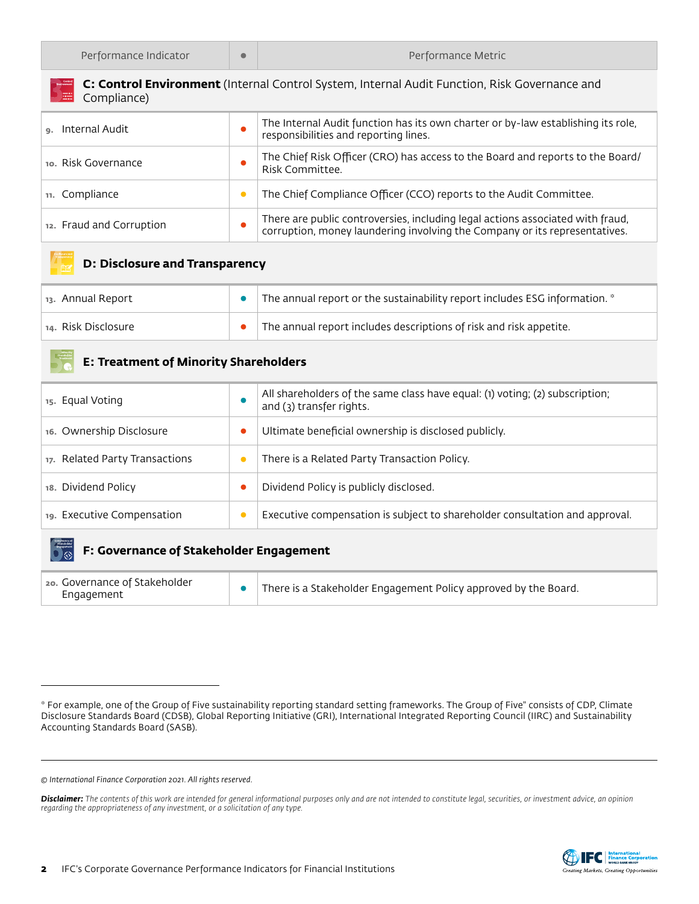| Performance Indicator | ● | Performance Metric |
|---|---|---|
| **C: Control Environment** (Internal Control System, Internal Audit Function, Risk Governance and Compliance) | | |
| 9. Internal Audit | ● | The Internal Audit function has its own charter or by-law establishing its role, responsibilities and reporting lines. |
| 10. Risk Governance | ● | The Chief Risk Officer (CRO) has access to the Board and reports to the Board/ Risk Committee. |
| 11. Compliance | ● | The Chief Compliance Officer (CCO) reports to the Audit Committee. |
| 12. Fraud and Corruption | ● | There are public controversies, including legal actions associated with fraud, corruption, money laundering involving the Company or its representatives. |
| **D: Disclosure and Transparency** | | |
| 13. Annual Report | ● | The annual report or the sustainability report includes ESG information. * |
| 14. Risk Disclosure | ● | The annual report includes descriptions of risk and risk appetite. |
| **E: Treatment of Minority Shareholders** | | |
| 15. Equal Voting | ● | All shareholders of the same class have equal: (1) voting; (2) subscription; and (3) transfer rights. |
| 16. Ownership Disclosure | ● | Ultimate beneficial ownership is disclosed publicly. |
| 17. Related Party Transactions | ● | There is a Related Party Transaction Policy. |
| 18. Dividend Policy | ● | Dividend Policy is publicly disclosed. |
| 19. Executive Compensation | ● | Executive compensation is subject to shareholder consultation and approval. |
| **F: Governance of Stakeholder Engagement** | | |
| 20. Governance of Stakeholder Engagement | ● | There is a Stakeholder Engagement Policy approved by the Board. |

* For example, one of the Group of Five sustainability reporting standard setting frameworks. The Group of Five" consists of CDP, Climate Disclosure Standards Board (CDSB), Global Reporting Initiative (GRI), International Integrated Reporting Council (IIRC) and Sustainability Accounting Standards Board (SASB).

*© International Finance Corporation 2021. All rights reserved.*

***Disclaimer:*** *The contents of this work are intended for general informational purposes only and are not intended to constitute legal, securities, or investment advice, an opinion regarding the appropriateness of any investment, or a solicitation of any type.*